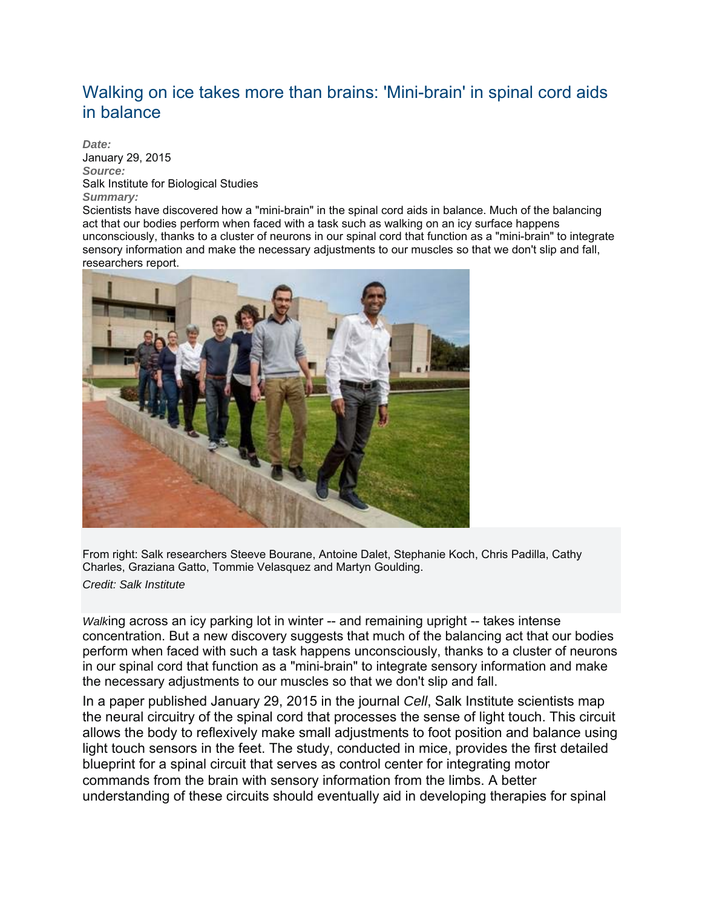# Walking on ice takes more than brains: 'Mini-brain' in spinal cord aids in balance

***Date:***
January 29, 2015
***Source:***
Salk Institute for Biological Studies
***Summary:***
Scientists have discovered how a "mini-brain" in the spinal cord aids in balance. Much of the balancing act that our bodies perform when faced with a task such as walking on an icy surface happens unconsciously, thanks to a cluster of neurons in our spinal cord that function as a "mini-brain" to integrate sensory information and make the necessary adjustments to our muscles so that we don't slip and fall, researchers report.

From right: Salk researchers Steeve Bourane, Antoine Dalet, Stephanie Koch, Chris Padilla, Cathy Charles, Graziana Gatto, Tommie Velasquez and Martyn Goulding.
*Credit: Salk Institute*

*Walk*ing across an icy parking lot in winter -- and remaining upright -- takes intense concentration. But a new discovery suggests that much of the balancing act that our bodies perform when faced with such a task happens unconsciously, thanks to a cluster of neurons in our spinal cord that function as a "mini-brain" to integrate sensory information and make the necessary adjustments to our muscles so that we don't slip and fall.

In a paper published January 29, 2015 in the journal *Cell*, Salk Institute scientists map the neural circuitry of the spinal cord that processes the sense of light touch. This circuit allows the body to reflexively make small adjustments to foot position and balance using light touch sensors in the feet. The study, conducted in mice, provides the first detailed blueprint for a spinal circuit that serves as control center for integrating motor commands from the brain with sensory information from the limbs. A better understanding of these circuits should eventually aid in developing therapies for spinal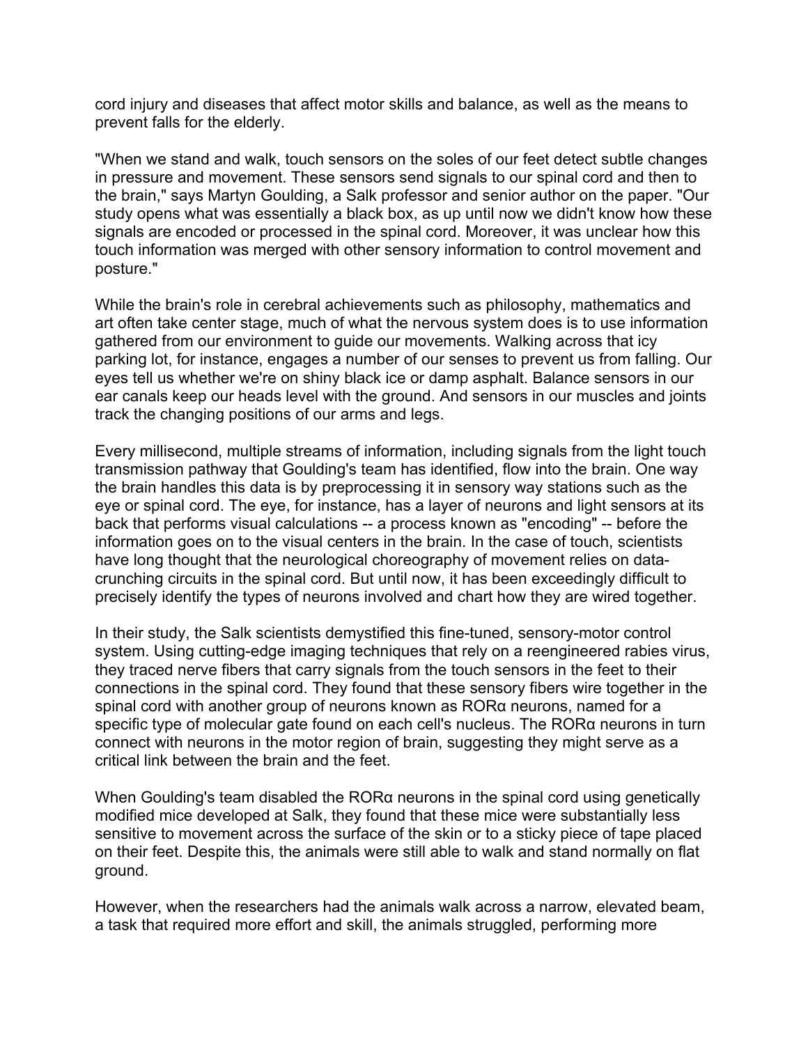cord injury and diseases that affect motor skills and balance, as well as the means to prevent falls for the elderly.

"When we stand and walk, touch sensors on the soles of our feet detect subtle changes in pressure and movement. These sensors send signals to our spinal cord and then to the brain," says Martyn Goulding, a Salk professor and senior author on the paper. "Our study opens what was essentially a black box, as up until now we didn't know how these signals are encoded or processed in the spinal cord. Moreover, it was unclear how this touch information was merged with other sensory information to control movement and posture."

While the brain's role in cerebral achievements such as philosophy, mathematics and art often take center stage, much of what the nervous system does is to use information gathered from our environment to guide our movements. Walking across that icy parking lot, for instance, engages a number of our senses to prevent us from falling. Our eyes tell us whether we're on shiny black ice or damp asphalt. Balance sensors in our ear canals keep our heads level with the ground. And sensors in our muscles and joints track the changing positions of our arms and legs.

Every millisecond, multiple streams of information, including signals from the light touch transmission pathway that Goulding's team has identified, flow into the brain. One way the brain handles this data is by preprocessing it in sensory way stations such as the eye or spinal cord. The eye, for instance, has a layer of neurons and light sensors at its back that performs visual calculations -- a process known as "encoding" -- before the information goes on to the visual centers in the brain. In the case of touch, scientists have long thought that the neurological choreography of movement relies on data-crunching circuits in the spinal cord. But until now, it has been exceedingly difficult to precisely identify the types of neurons involved and chart how they are wired together.

In their study, the Salk scientists demystified this fine-tuned, sensory-motor control system. Using cutting-edge imaging techniques that rely on a reengineered rabies virus, they traced nerve fibers that carry signals from the touch sensors in the feet to their connections in the spinal cord. They found that these sensory fibers wire together in the spinal cord with another group of neurons known as RORα neurons, named for a specific type of molecular gate found on each cell's nucleus. The RORα neurons in turn connect with neurons in the motor region of brain, suggesting they might serve as a critical link between the brain and the feet.

When Goulding's team disabled the RORα neurons in the spinal cord using genetically modified mice developed at Salk, they found that these mice were substantially less sensitive to movement across the surface of the skin or to a sticky piece of tape placed on their feet. Despite this, the animals were still able to walk and stand normally on flat ground.

However, when the researchers had the animals walk across a narrow, elevated beam, a task that required more effort and skill, the animals struggled, performing more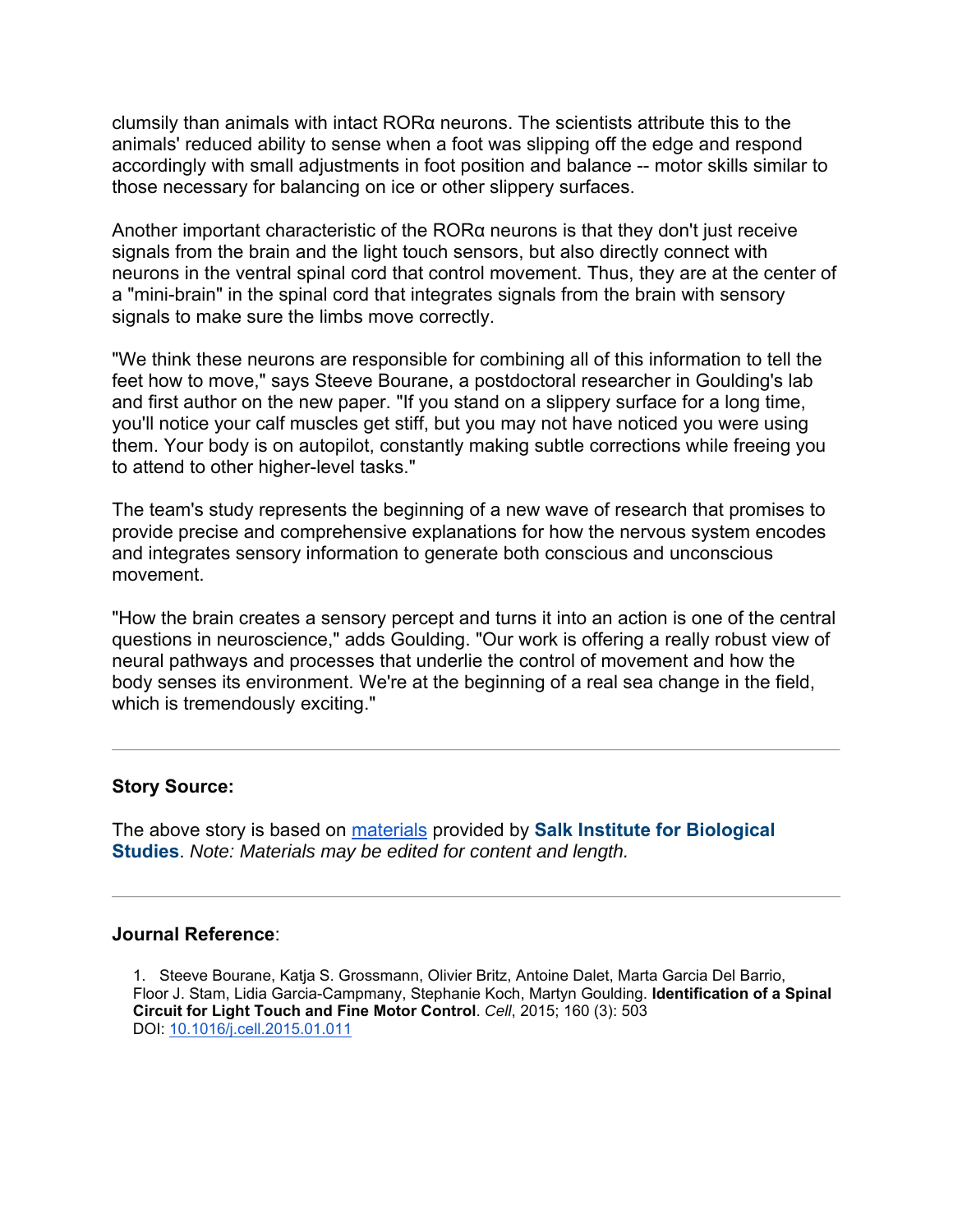clumsily than animals with intact RORα neurons. The scientists attribute this to the animals' reduced ability to sense when a foot was slipping off the edge and respond accordingly with small adjustments in foot position and balance -- motor skills similar to those necessary for balancing on ice or other slippery surfaces.

Another important characteristic of the RORα neurons is that they don't just receive signals from the brain and the light touch sensors, but also directly connect with neurons in the ventral spinal cord that control movement. Thus, they are at the center of a "mini-brain" in the spinal cord that integrates signals from the brain with sensory signals to make sure the limbs move correctly.

"We think these neurons are responsible for combining all of this information to tell the feet how to move," says Steeve Bourane, a postdoctoral researcher in Goulding's lab and first author on the new paper. "If you stand on a slippery surface for a long time, you'll notice your calf muscles get stiff, but you may not have noticed you were using them. Your body is on autopilot, constantly making subtle corrections while freeing you to attend to other higher-level tasks."

The team's study represents the beginning of a new wave of research that promises to provide precise and comprehensive explanations for how the nervous system encodes and integrates sensory information to generate both conscious and unconscious movement.

"How the brain creates a sensory percept and turns it into an action is one of the central questions in neuroscience," adds Goulding. "Our work is offering a really robust view of neural pathways and processes that underlie the control of movement and how the body senses its environment. We're at the beginning of a real sea change in the field, which is tremendously exciting."

---

**Story Source:**

The above story is based on [materials](#) provided by **Salk Institute for Biological Studies**. *Note: Materials may be edited for content and length.*

---

**Journal Reference**:

1. Steeve Bourane, Katja S. Grossmann, Olivier Britz, Antoine Dalet, Marta Garcia Del Barrio, Floor J. Stam, Lidia Garcia-Campmany, Stephanie Koch, Martyn Goulding. **Identification of a Spinal Circuit for Light Touch and Fine Motor Control**. *Cell*, 2015; 160 (3): 503 DOI: [10.1016/j.cell.2015.01.011](#)